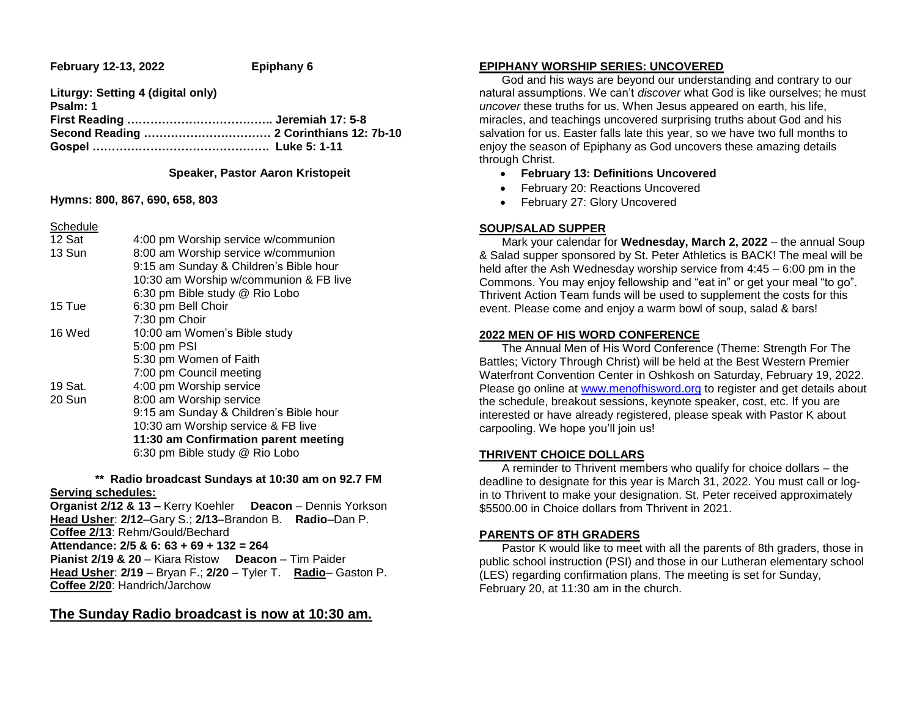**February 12-13, 2022** **Epiphany 6**

**Liturgy: Setting 4 (digital only)**
**Psalm: 1**
**First Reading ……………………………….. Jeremiah 17: 5-8**
**Second Reading …………………………… 2 Corinthians 12: 7b-10**
**Gospel ………………………………………. Luke 5: 1-11**

**Speaker, Pastor Aaron Kristopeit**

**Hymns: 800, 867, 690, 658, 803**

Schedule

| | |
|---|---|
| 12 Sat | 4:00 pm Worship service w/communion |
| 13 Sun | 8:00 am Worship service w/communion |
| | 9:15 am Sunday & Children's Bible hour |
| | 10:30 am Worship w/communion & FB live |
| | 6:30 pm Bible study @ Rio Lobo |
| 15 Tue | 6:30 pm Bell Choir |
| | 7:30 pm Choir |
| 16 Wed | 10:00 am Women's Bible study |
| | 5:00 pm PSI |
| | 5:30 pm Women of Faith |
| | 7:00 pm Council meeting |
| 19 Sat. | 4:00 pm Worship service |
| 20 Sun | 8:00 am Worship service |
| | 9:15 am Sunday & Children's Bible hour |
| | 10:30 am Worship service & FB live |
| | **11:30 am Confirmation parent meeting** |
| | 6:30 pm Bible study @ Rio Lobo |

**\*\* Radio broadcast Sundays at 10:30 am on 92.7 FM**

**Serving schedules:**

**Organist 2/12 & 13 –** Kerry Koehler **Deacon** – Dennis Yorkson
**Head Usher**: **2/12**–Gary S.; **2/13**–Brandon B. **Radio**–Dan P.
**Coffee 2/13**: Rehm/Gould/Bechard
**Attendance: 2/5 & 6: 63 + 69 + 132 = 264**
**Pianist 2/19 & 20** – Kiara Ristow **Deacon** – Tim Paider
**Head Usher**: **2/19** – Bryan F.; **2/20** – Tyler T. **Radio**– Gaston P.
**Coffee 2/20**: Handrich/Jarchow

## The Sunday Radio broadcast is now at 10:30 am.

### EPIPHANY WORSHIP SERIES: UNCOVERED

God and his ways are beyond our understanding and contrary to our natural assumptions. We can't *discover* what God is like ourselves; he must *uncover* these truths for us. When Jesus appeared on earth, his life, miracles, and teachings uncovered surprising truths about God and his salvation for us. Easter falls late this year, so we have two full months to enjoy the season of Epiphany as God uncovers these amazing details through Christ.

- **February 13: Definitions Uncovered**
- February 20: Reactions Uncovered
- February 27: Glory Uncovered

### SOUP/SALAD SUPPER

Mark your calendar for **Wednesday, March 2, 2022** – the annual Soup & Salad supper sponsored by St. Peter Athletics is BACK! The meal will be held after the Ash Wednesday worship service from 4:45 – 6:00 pm in the Commons. You may enjoy fellowship and "eat in" or get your meal "to go". Thrivent Action Team funds will be used to supplement the costs for this event. Please come and enjoy a warm bowl of soup, salad & bars!

### 2022 MEN OF HIS WORD CONFERENCE

The Annual Men of His Word Conference (Theme: Strength For The Battles; Victory Through Christ) will be held at the Best Western Premier Waterfront Convention Center in Oshkosh on Saturday, February 19, 2022. Please go online at www.menofhisword.org to register and get details about the schedule, breakout sessions, keynote speaker, cost, etc. If you are interested or have already registered, please speak with Pastor K about carpooling. We hope you'll join us!

### THRIVENT CHOICE DOLLARS

A reminder to Thrivent members who qualify for choice dollars – the deadline to designate for this year is March 31, 2022. You must call or log-in to Thrivent to make your designation. St. Peter received approximately $5500.00 in Choice dollars from Thrivent in 2021.

### PARENTS OF 8TH GRADERS

Pastor K would like to meet with all the parents of 8th graders, those in public school instruction (PSI) and those in our Lutheran elementary school (LES) regarding confirmation plans. The meeting is set for Sunday, February 20, at 11:30 am in the church.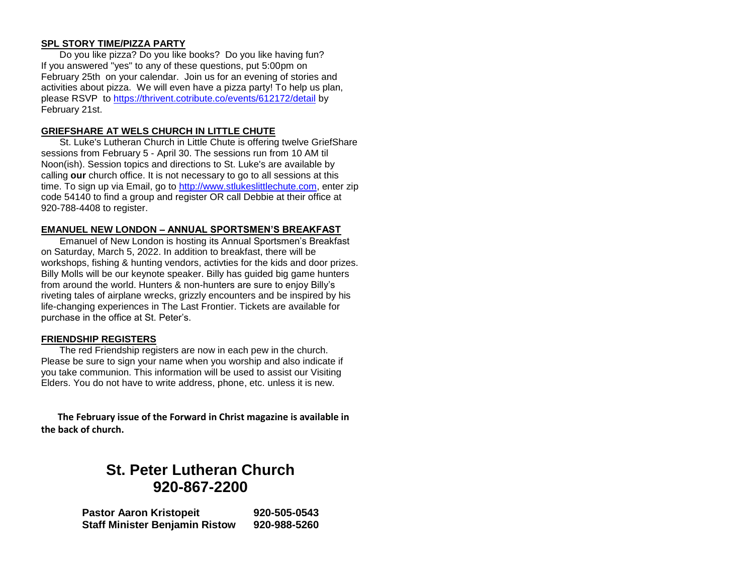## SPL STORY TIME/PIZZA PARTY

Do you like pizza? Do you like books? Do you like having fun? If you answered "yes" to any of these questions, put 5:00pm on February 25th on your calendar. Join us for an evening of stories and activities about pizza. We will even have a pizza party! To help us plan, please RSVP to https://thrivent.cotribute.co/events/612172/detail by February 21st.

## GRIEFSHARE AT WELS CHURCH IN LITTLE CHUTE

St. Luke's Lutheran Church in Little Chute is offering twelve GriefShare sessions from February 5 - April 30. The sessions run from 10 AM til Noon(ish). Session topics and directions to St. Luke's are available by calling **our** church office. It is not necessary to go to all sessions at this time. To sign up via Email, go to http://www.stlukeslittlechute.com, enter zip code 54140 to find a group and register OR call Debbie at their office at 920-788-4408 to register.

## EMANUEL NEW LONDON – ANNUAL SPORTSMEN'S BREAKFAST

Emanuel of New London is hosting its Annual Sportsmen's Breakfast on Saturday, March 5, 2022. In addition to breakfast, there will be workshops, fishing & hunting vendors, activties for the kids and door prizes. Billy Molls will be our keynote speaker. Billy has guided big game hunters from around the world. Hunters & non-hunters are sure to enjoy Billy's riveting tales of airplane wrecks, grizzly encounters and be inspired by his life-changing experiences in The Last Frontier. Tickets are available for purchase in the office at St. Peter's.

## FRIENDSHIP REGISTERS

The red Friendship registers are now in each pew in the church. Please be sure to sign your name when you worship and also indicate if you take communion. This information will be used to assist our Visiting Elders. You do not have to write address, phone, etc. unless it is new.

**The February issue of the Forward in Christ magazine is available in the back of church.**

# St. Peter Lutheran Church
# 920-867-2200

**Pastor Aaron Kristopeit 920-505-0543**
**Staff Minister Benjamin Ristow 920-988-5260**